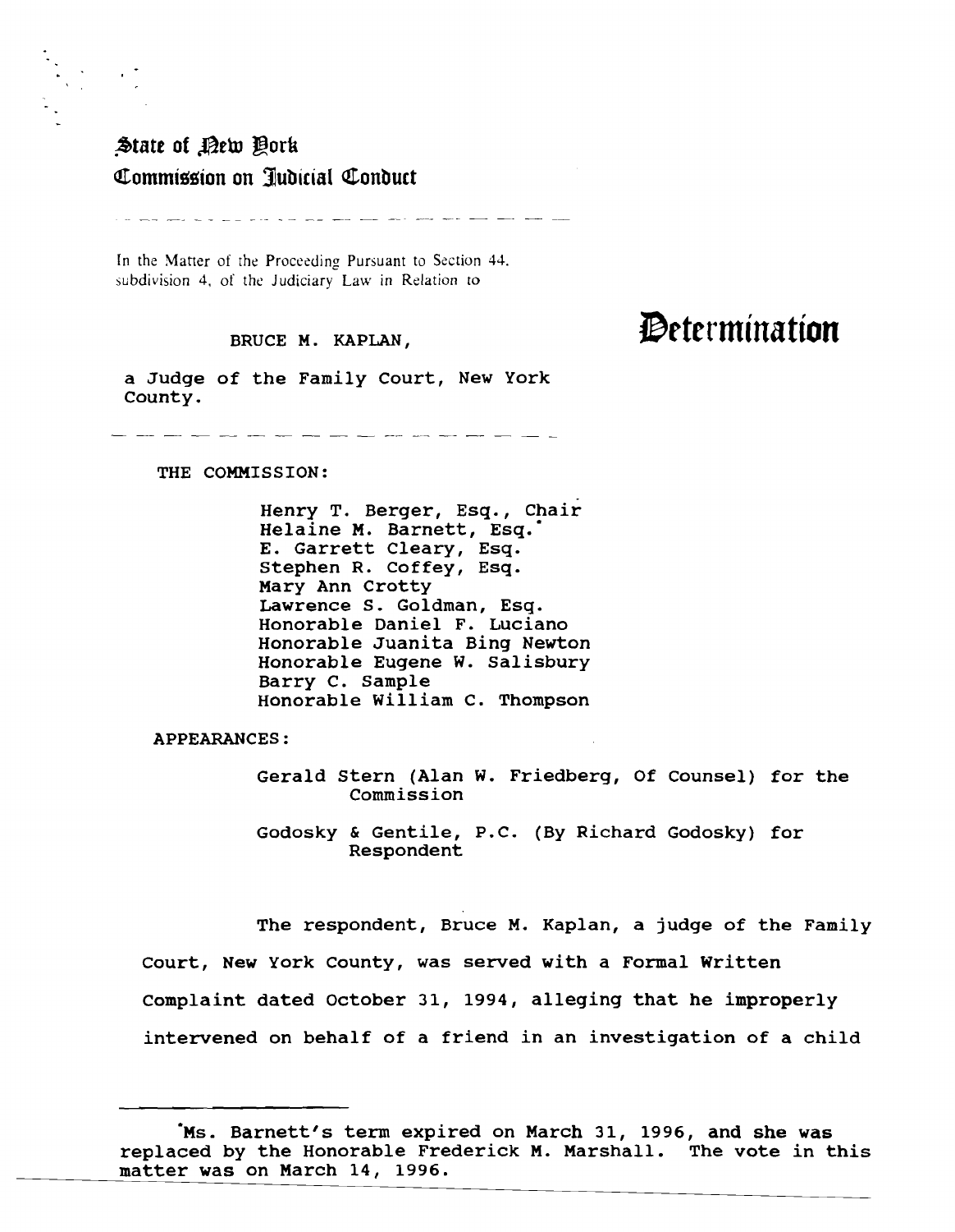# State of New York
# Commission on Judicial Conduct

In the Matter of the Proceeding Pursuant to Section 44, subdivision 4, of the Judiciary Law in Relation to

BRUCE M. KAPLAN,

a Judge of the Family Court, New York County.

# Determination

THE COMMISSION:

Henry T. Berger, Esq., Chair
Helaine M. Barnett, Esq.*
E. Garrett Cleary, Esq.
Stephen R. Coffey, Esq.
Mary Ann Crotty
Lawrence S. Goldman, Esq.
Honorable Daniel F. Luciano
Honorable Juanita Bing Newton
Honorable Eugene W. Salisbury
Barry C. Sample
Honorable William C. Thompson

APPEARANCES:

Gerald Stern (Alan W. Friedberg, Of Counsel) for the Commission

Godosky & Gentile, P.C. (By Richard Godosky) for Respondent

The respondent, Bruce M. Kaplan, a judge of the Family Court, New York County, was served with a Formal Written Complaint dated October 31, 1994, alleging that he improperly intervened on behalf of a friend in an investigation of a child

---

*Ms. Barnett's term expired on March 31, 1996, and she was replaced by the Honorable Frederick M. Marshall. The vote in this matter was on March 14, 1996.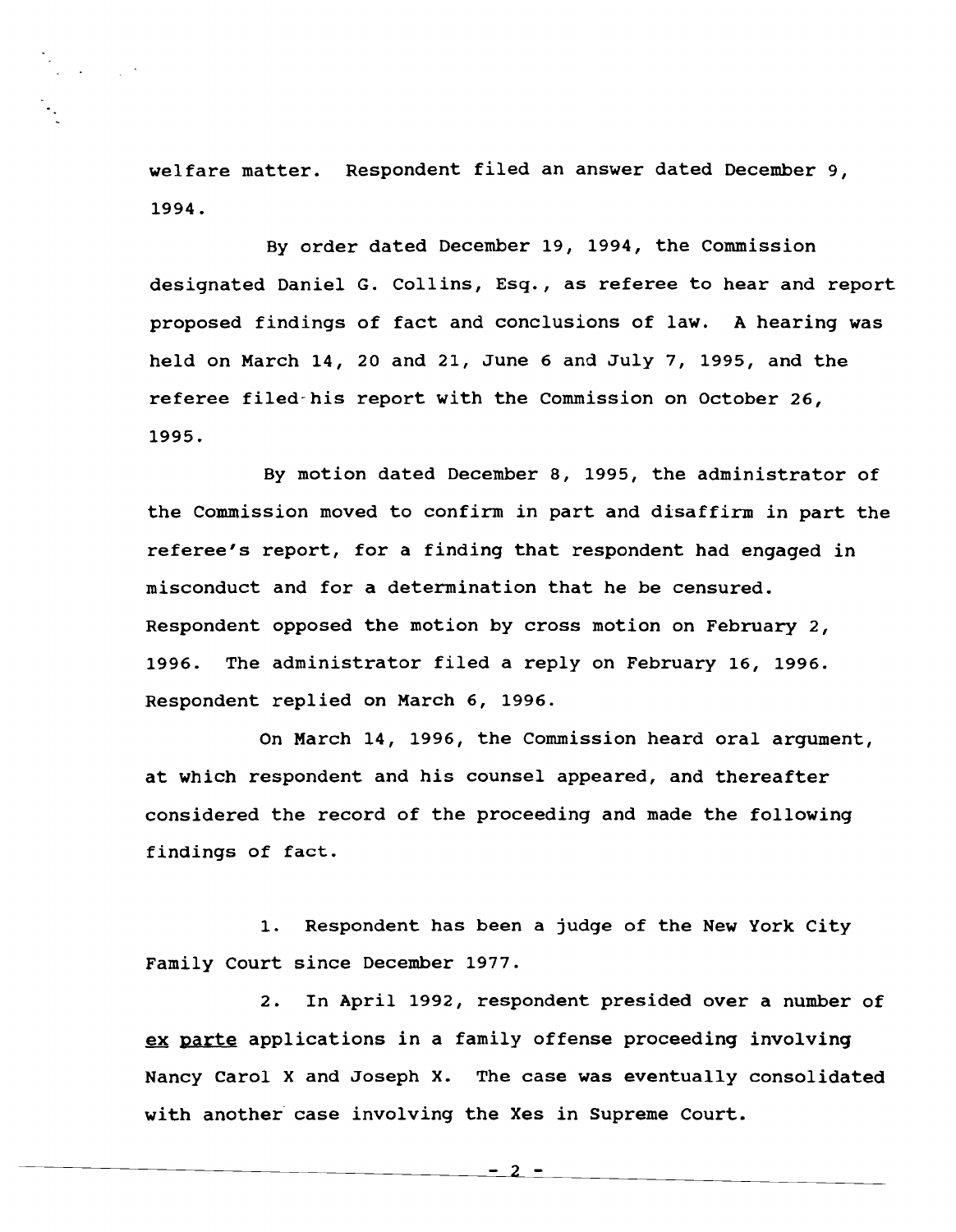welfare matter. Respondent filed an answer dated December 9, 1994.

By order dated December 19, 1994, the Commission designated Daniel G. Collins, Esq., as referee to hear and report proposed findings of fact and conclusions of law. A hearing was held on March 14, 20 and 21, June 6 and July 7, 1995, and the referee filed his report with the Commission on October 26, 1995.

By motion dated December 8, 1995, the administrator of the Commission moved to confirm in part and disaffirm in part the referee's report, for a finding that respondent had engaged in misconduct and for a determination that he be censured. Respondent opposed the motion by cross motion on February 2, 1996. The administrator filed a reply on February 16, 1996. Respondent replied on March 6, 1996.

On March 14, 1996, the Commission heard oral argument, at which respondent and his counsel appeared, and thereafter considered the record of the proceeding and made the following findings of fact.

1. Respondent has been a judge of the New York City Family Court since December 1977.

2. In April 1992, respondent presided over a number of ex parte applications in a family offense proceeding involving Nancy Carol X and Joseph X. The case was eventually consolidated with another case involving the Xes in Supreme Court.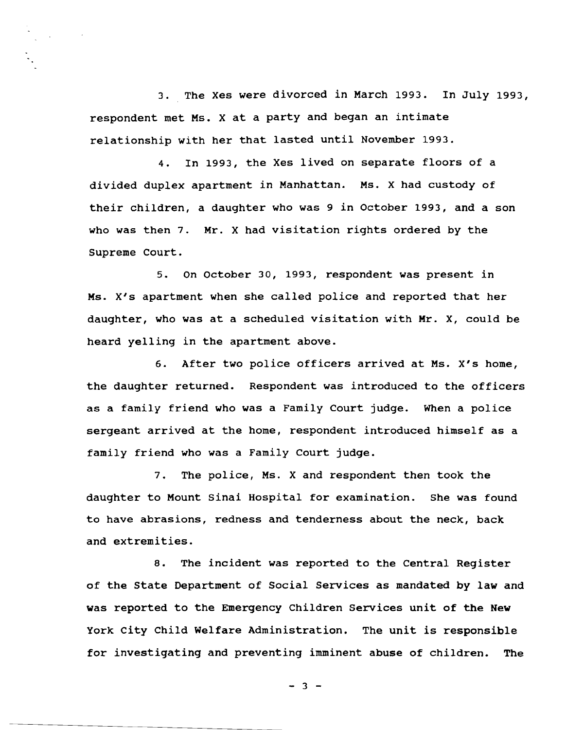3. The Xes were divorced in March 1993. In July 1993, respondent met Ms. X at a party and began an intimate relationship with her that lasted until November 1993.

4. In 1993, the Xes lived on separate floors of a divided duplex apartment in Manhattan. Ms. X had custody of their children, a daughter who was 9 in October 1993, and a son who was then 7. Mr. X had visitation rights ordered by the Supreme Court.

5. On October 30, 1993, respondent was present in Ms. X's apartment when she called police and reported that her daughter, who was at a scheduled visitation with Mr. X, could be heard yelling in the apartment above.

6. After two police officers arrived at Ms. X's home, the daughter returned. Respondent was introduced to the officers as a family friend who was a Family Court judge. When a police sergeant arrived at the home, respondent introduced himself as a family friend who was a Family Court judge.

7. The police, Ms. X and respondent then took the daughter to Mount Sinai Hospital for examination. She was found to have abrasions, redness and tenderness about the neck, back and extremities.

8. The incident was reported to the Central Register of the State Department of Social Services as mandated by law and was reported to the Emergency Children Services unit of the New York City Child Welfare Administration. The unit is responsible for investigating and preventing imminent abuse of children. The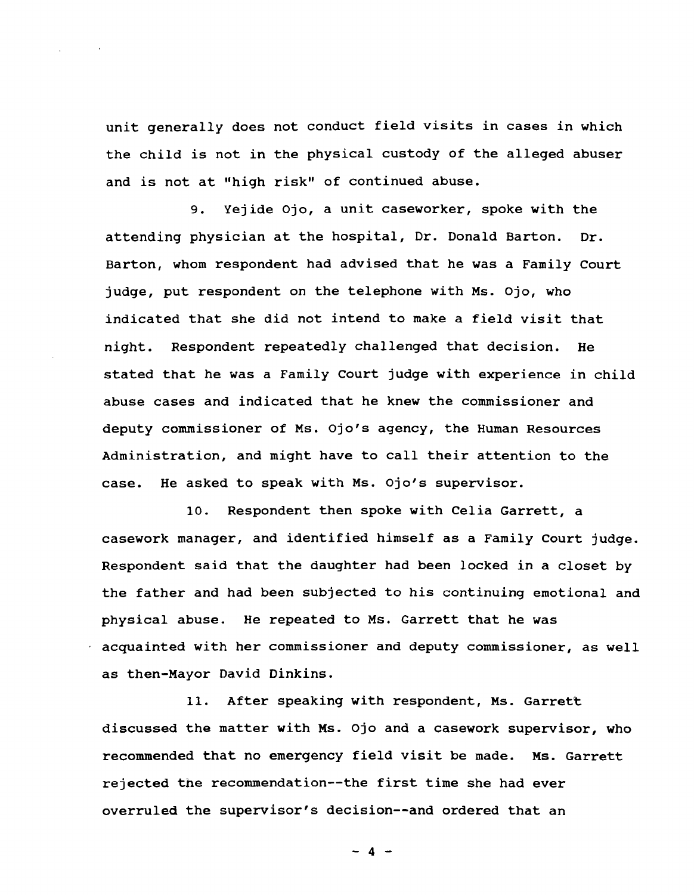unit generally does not conduct field visits in cases in which the child is not in the physical custody of the alleged abuser and is not at "high risk" of continued abuse.

9. Yejide Ojo, a unit caseworker, spoke with the attending physician at the hospital, Dr. Donald Barton. Dr. Barton, whom respondent had advised that he was a Family Court judge, put respondent on the telephone with Ms. Ojo, who indicated that she did not intend to make a field visit that night. Respondent repeatedly challenged that decision. He stated that he was a Family Court judge with experience in child abuse cases and indicated that he knew the commissioner and deputy commissioner of Ms. Ojo's agency, the Human Resources Administration, and might have to call their attention to the case. He asked to speak with Ms. Ojo's supervisor.

10. Respondent then spoke with Celia Garrett, a casework manager, and identified himself as a Family Court judge. Respondent said that the daughter had been locked in a closet by the father and had been subjected to his continuing emotional and physical abuse. He repeated to Ms. Garrett that he was acquainted with her commissioner and deputy commissioner, as well as then-Mayor David Dinkins.

11. After speaking with respondent, Ms. Garrett discussed the matter with Ms. Ojo and a casework supervisor, who recommended that no emergency field visit be made. Ms. Garrett rejected the recommendation--the first time she had ever overruled the supervisor's decision--and ordered that an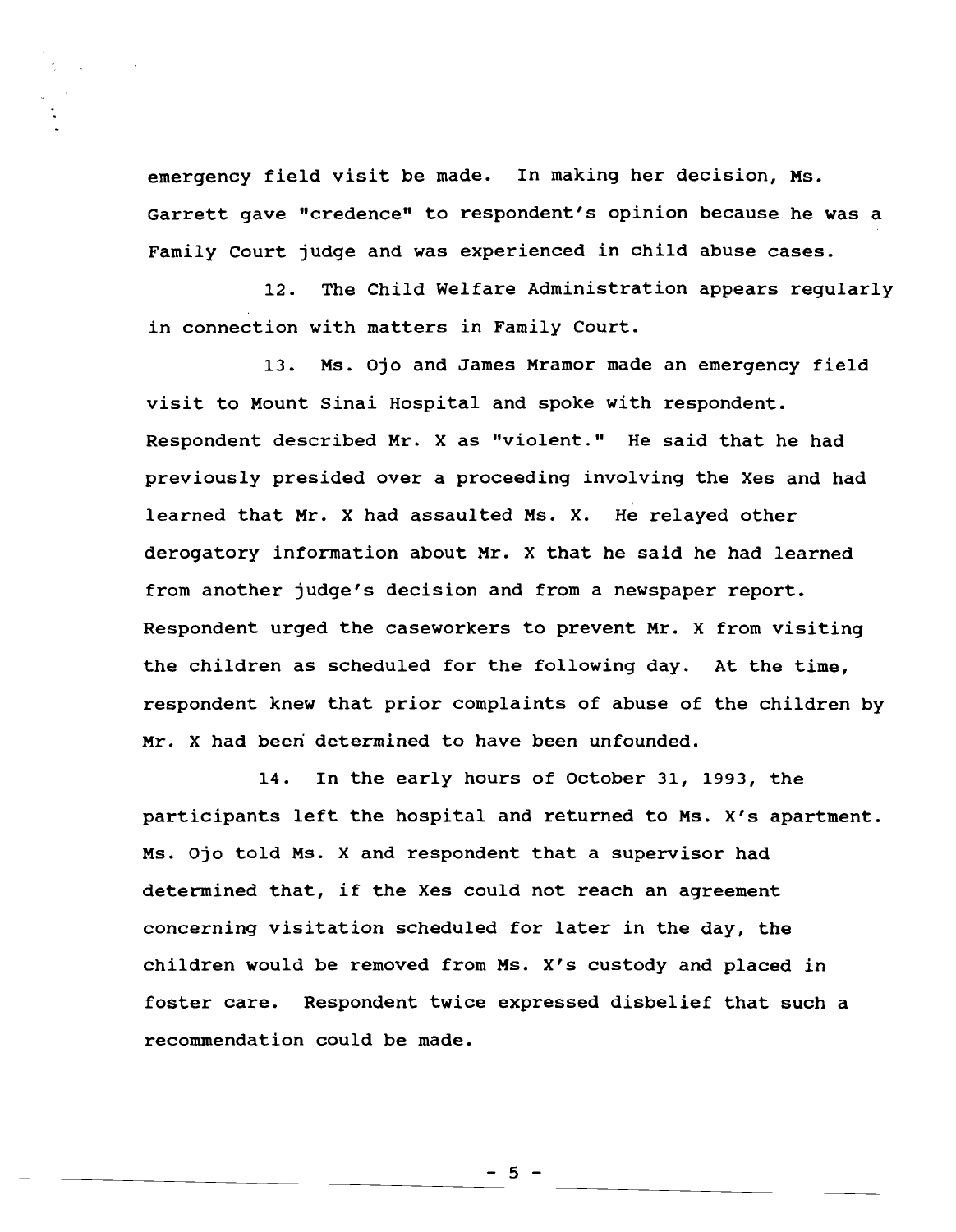emergency field visit be made. In making her decision, Ms. Garrett gave "credence" to respondent's opinion because he was a Family Court judge and was experienced in child abuse cases.

12. The Child Welfare Administration appears regularly in connection with matters in Family Court.

13. Ms. Ojo and James Mramor made an emergency field visit to Mount Sinai Hospital and spoke with respondent. Respondent described Mr. X as "violent." He said that he had previously presided over a proceeding involving the Xes and had learned that Mr. X had assaulted Ms. X. He relayed other derogatory information about Mr. X that he said he had learned from another judge's decision and from a newspaper report. Respondent urged the caseworkers to prevent Mr. X from visiting the children as scheduled for the following day. At the time, respondent knew that prior complaints of abuse of the children by Mr. X had been determined to have been unfounded.

14. In the early hours of October 31, 1993, the participants left the hospital and returned to Ms. X's apartment. Ms. Ojo told Ms. X and respondent that a supervisor had determined that, if the Xes could not reach an agreement concerning visitation scheduled for later in the day, the children would be removed from Ms. X's custody and placed in foster care. Respondent twice expressed disbelief that such a recommendation could be made.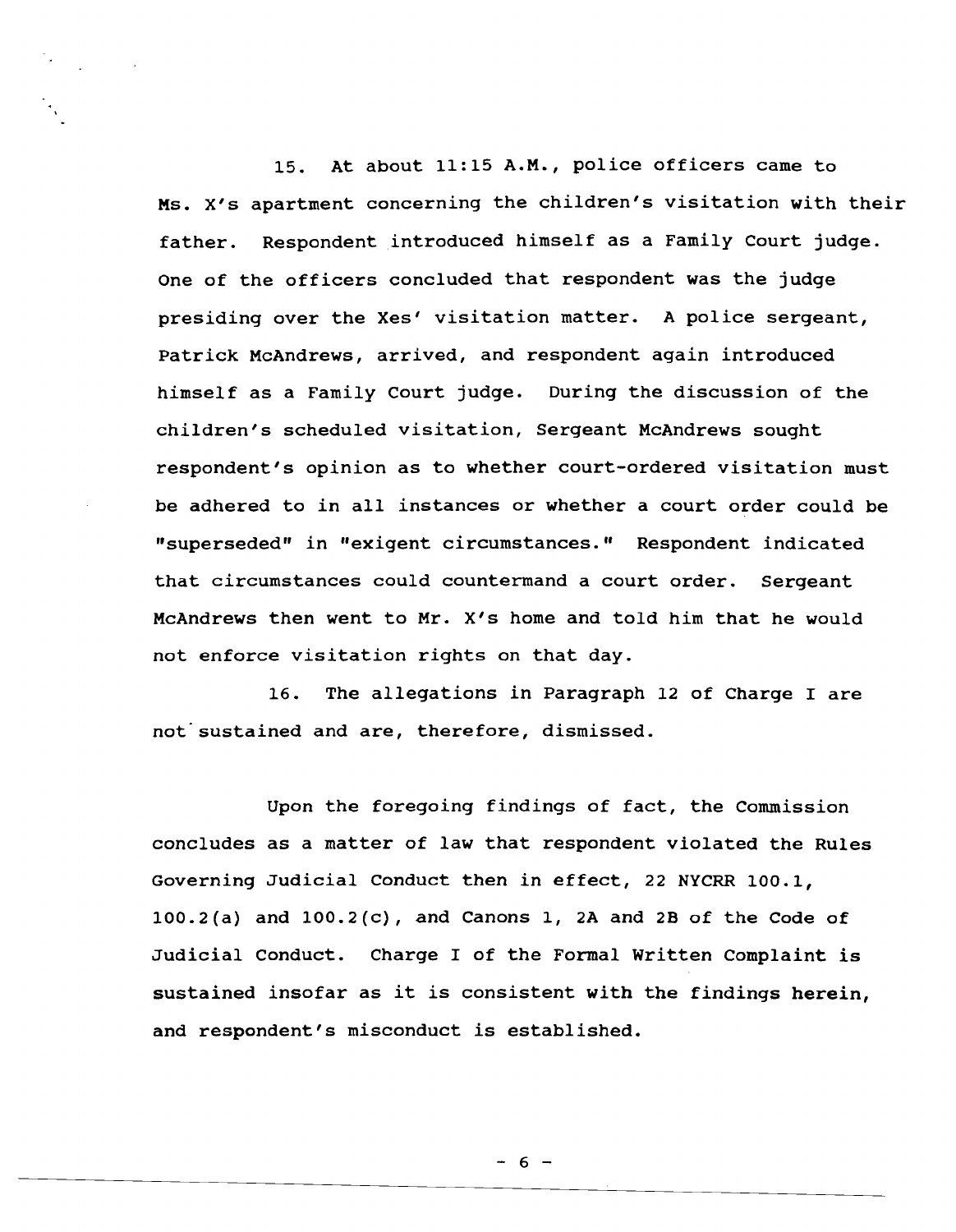15. At about 11:15 A.M., police officers came to Ms. X's apartment concerning the children's visitation with their father. Respondent introduced himself as a Family Court judge. One of the officers concluded that respondent was the judge presiding over the Xes' visitation matter. A police sergeant, Patrick McAndrews, arrived, and respondent again introduced himself as a Family Court judge. During the discussion of the children's scheduled visitation, Sergeant McAndrews sought respondent's opinion as to whether court-ordered visitation must be adhered to in all instances or whether a court order could be "superseded" in "exigent circumstances." Respondent indicated that circumstances could countermand a court order. Sergeant McAndrews then went to Mr. X's home and told him that he would not enforce visitation rights on that day.

16. The allegations in Paragraph 12 of Charge I are not sustained and are, therefore, dismissed.

Upon the foregoing findings of fact, the Commission concludes as a matter of law that respondent violated the Rules Governing Judicial Conduct then in effect, 22 NYCRR 100.1, 100.2(a) and 100.2(c), and Canons 1, 2A and 2B of the Code of Judicial Conduct. Charge I of the Formal Written Complaint is sustained insofar as it is consistent with the findings herein, and respondent's misconduct is established.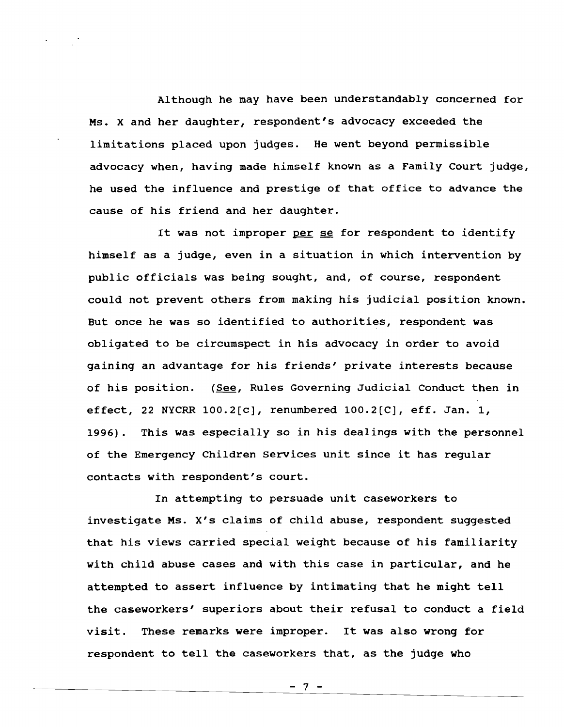Although he may have been understandably concerned for Ms. X and her daughter, respondent's advocacy exceeded the limitations placed upon judges. He went beyond permissible advocacy when, having made himself known as a Family Court judge, he used the influence and prestige of that office to advance the cause of his friend and her daughter.

It was not improper _per se_ for respondent to identify himself as a judge, even in a situation in which intervention by public officials was being sought, and, of course, respondent could not prevent others from making his judicial position known. But once he was so identified to authorities, respondent was obligated to be circumspect in his advocacy in order to avoid gaining an advantage for his friends' private interests because of his position. (_See_, Rules Governing Judicial Conduct then in effect, 22 NYCRR 100.2[c], renumbered 100.2[C], eff. Jan. 1, 1996). This was especially so in his dealings with the personnel of the Emergency Children Services unit since it has regular contacts with respondent's court.

In attempting to persuade unit caseworkers to investigate Ms. X's claims of child abuse, respondent suggested that his views carried special weight because of his familiarity with child abuse cases and with this case in particular, and he attempted to assert influence by intimating that he might tell the caseworkers' superiors about their refusal to conduct a field visit. These remarks were improper. It was also wrong for respondent to tell the caseworkers that, as the judge who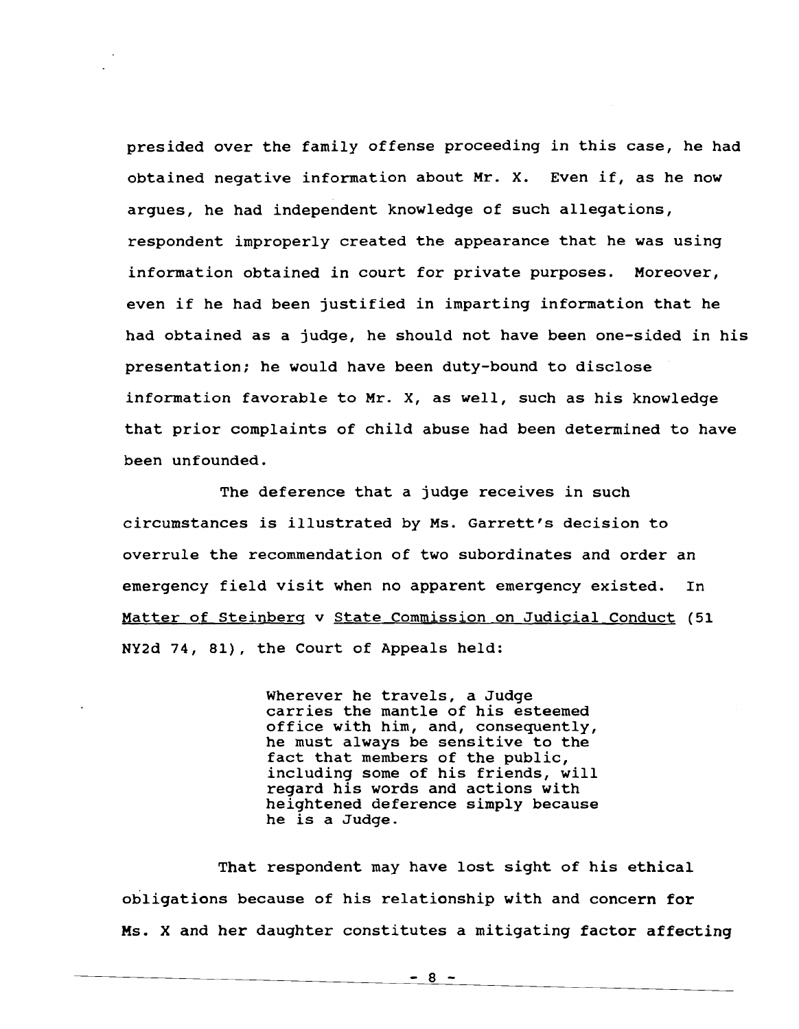presided over the family offense proceeding in this case, he had obtained negative information about Mr. X. Even if, as he now argues, he had independent knowledge of such allegations, respondent improperly created the appearance that he was using information obtained in court for private purposes. Moreover, even if he had been justified in imparting information that he had obtained as a judge, he should not have been one-sided in his presentation; he would have been duty-bound to disclose information favorable to Mr. X, as well, such as his knowledge that prior complaints of child abuse had been determined to have been unfounded.

The deference that a judge receives in such circumstances is illustrated by Ms. Garrett's decision to overrule the recommendation of two subordinates and order an emergency field visit when no apparent emergency existed. In Matter of Steinberg v State Commission on Judicial Conduct (51 NY2d 74, 81), the Court of Appeals held:

> Wherever he travels, a Judge carries the mantle of his esteemed office with him, and, consequently, he must always be sensitive to the fact that members of the public, including some of his friends, will regard his words and actions with heightened deference simply because he is a Judge.

That respondent may have lost sight of his ethical obligations because of his relationship with and concern for Ms. X and her daughter constitutes a mitigating factor affecting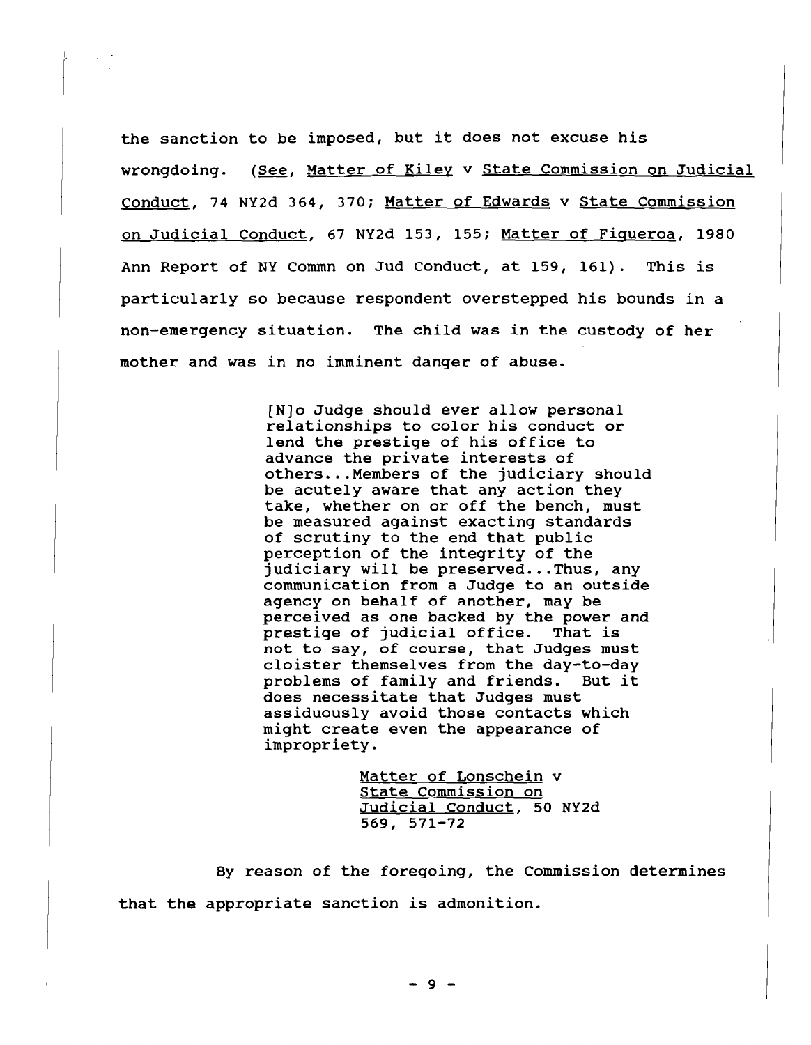the sanction to be imposed, but it does not excuse his wrongdoing. (See, Matter of Kiley v State Commission on Judicial Conduct, 74 NY2d 364, 370; Matter of Edwards v State Commission on Judicial Conduct, 67 NY2d 153, 155; Matter of Figueroa, 1980 Ann Report of NY Commn on Jud Conduct, at 159, 161). This is particularly so because respondent overstepped his bounds in a non-emergency situation. The child was in the custody of her mother and was in no imminent danger of abuse.

> [N]o Judge should ever allow personal relationships to color his conduct or lend the prestige of his office to advance the private interests of others...Members of the judiciary should be acutely aware that any action they take, whether on or off the bench, must be measured against exacting standards of scrutiny to the end that public perception of the integrity of the judiciary will be preserved...Thus, any communication from a Judge to an outside agency on behalf of another, may be perceived as one backed by the power and prestige of judicial office. That is not to say, of course, that Judges must cloister themselves from the day-to-day problems of family and friends. But it does necessitate that Judges must assiduously avoid those contacts which might create even the appearance of impropriety.
>
> Matter of Lonschein v State Commission on Judicial Conduct, 50 NY2d 569, 571-72

By reason of the foregoing, the Commission determines that the appropriate sanction is admonition.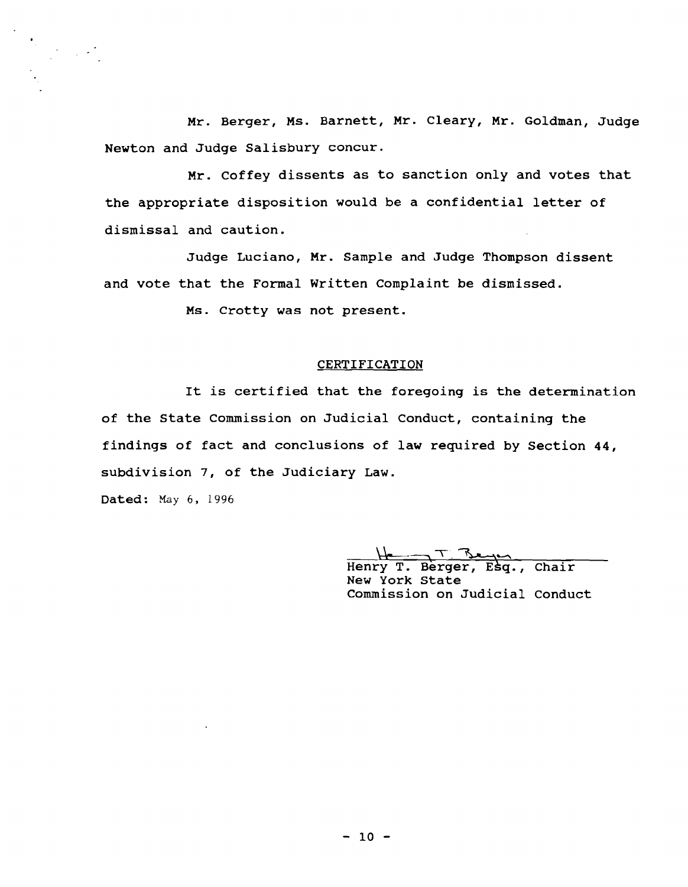Mr. Berger, Ms. Barnett, Mr. Cleary, Mr. Goldman, Judge Newton and Judge Salisbury concur.

Mr. Coffey dissents as to sanction only and votes that the appropriate disposition would be a confidential letter of dismissal and caution.

Judge Luciano, Mr. Sample and Judge Thompson dissent and vote that the Formal Written Complaint be dismissed.

Ms. Crotty was not present.

## CERTIFICATION

It is certified that the foregoing is the determination of the State Commission on Judicial Conduct, containing the findings of fact and conclusions of law required by Section 44, subdivision 7, of the Judiciary Law.

Dated: May 6, 1996

Henry T. Berger, Esq., Chair
New York State
Commission on Judicial Conduct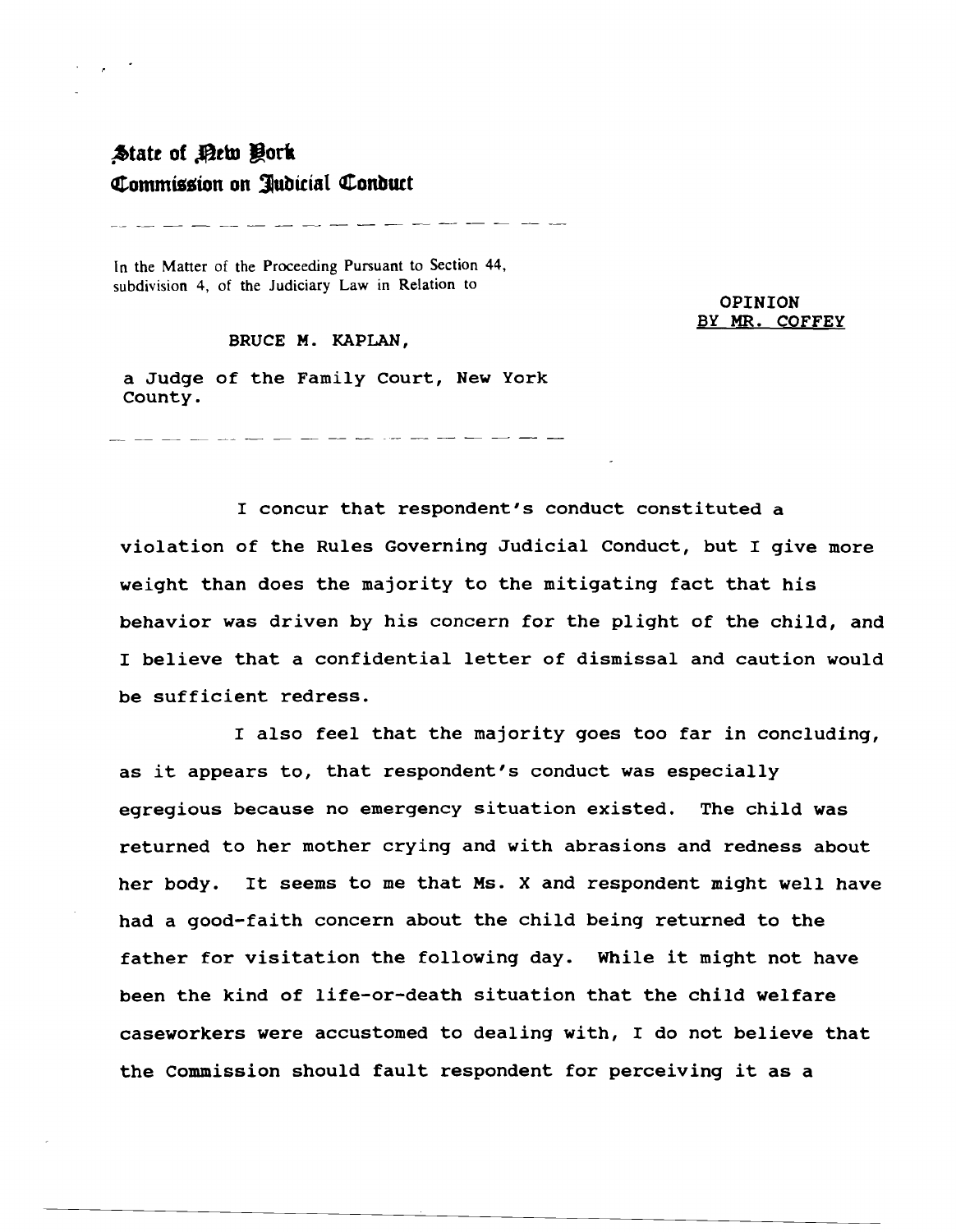# State of New York
## Commission on Judicial Conduct

In the Matter of the Proceeding Pursuant to Section 44, subdivision 4, of the Judiciary Law in Relation to

BRUCE M. KAPLAN,

a Judge of the Family Court, New York County.

OPINION
BY MR. COFFEY

I concur that respondent's conduct constituted a violation of the Rules Governing Judicial Conduct, but I give more weight than does the majority to the mitigating fact that his behavior was driven by his concern for the plight of the child, and I believe that a confidential letter of dismissal and caution would be sufficient redress.

I also feel that the majority goes too far in concluding, as it appears to, that respondent's conduct was especially egregious because no emergency situation existed. The child was returned to her mother crying and with abrasions and redness about her body. It seems to me that Ms. X and respondent might well have had a good-faith concern about the child being returned to the father for visitation the following day. While it might not have been the kind of life-or-death situation that the child welfare caseworkers were accustomed to dealing with, I do not believe that the Commission should fault respondent for perceiving it as a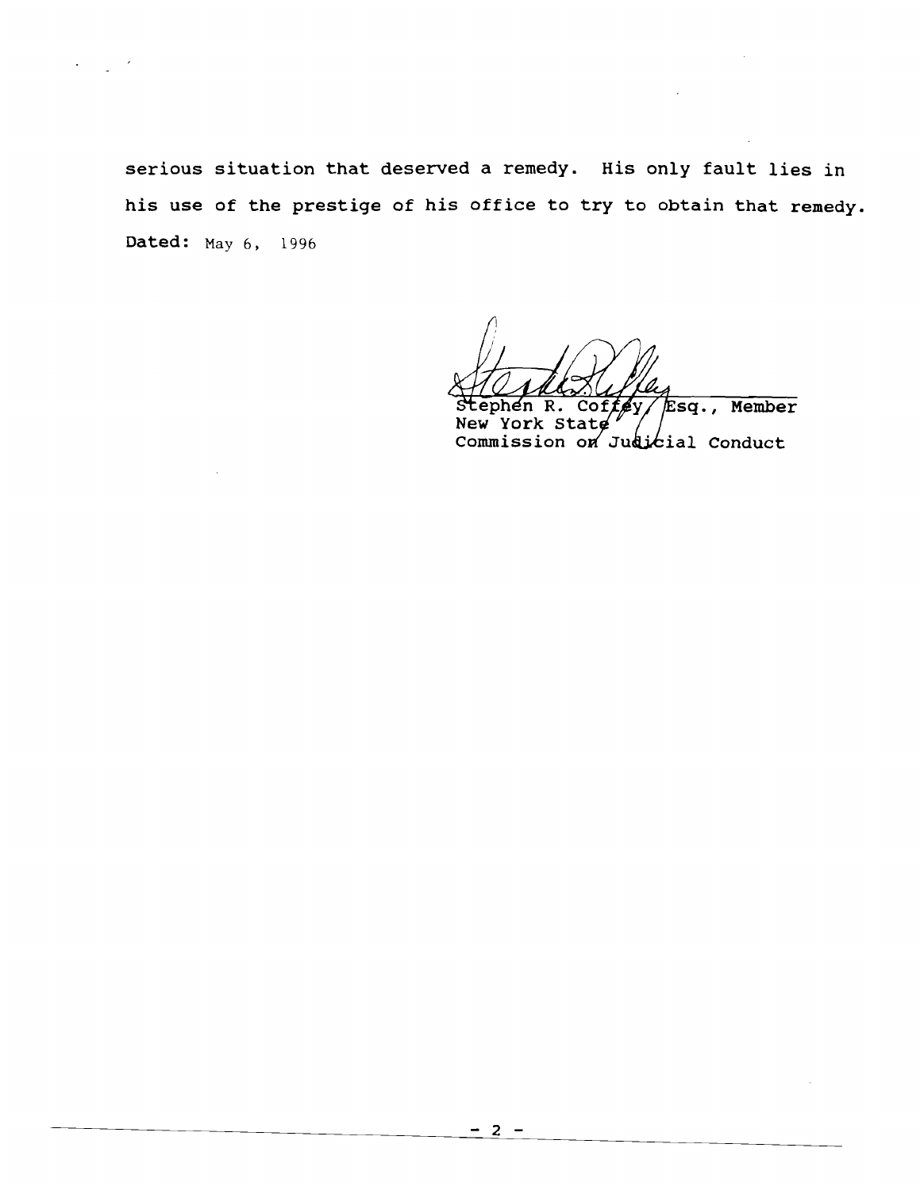serious situation that deserved a remedy. His only fault lies in his use of the prestige of his office to try to obtain that remedy.

**Dated:** May 6, 1996

Stephen R. Coffey, Esq., Member
New York State
Commission on Judicial Conduct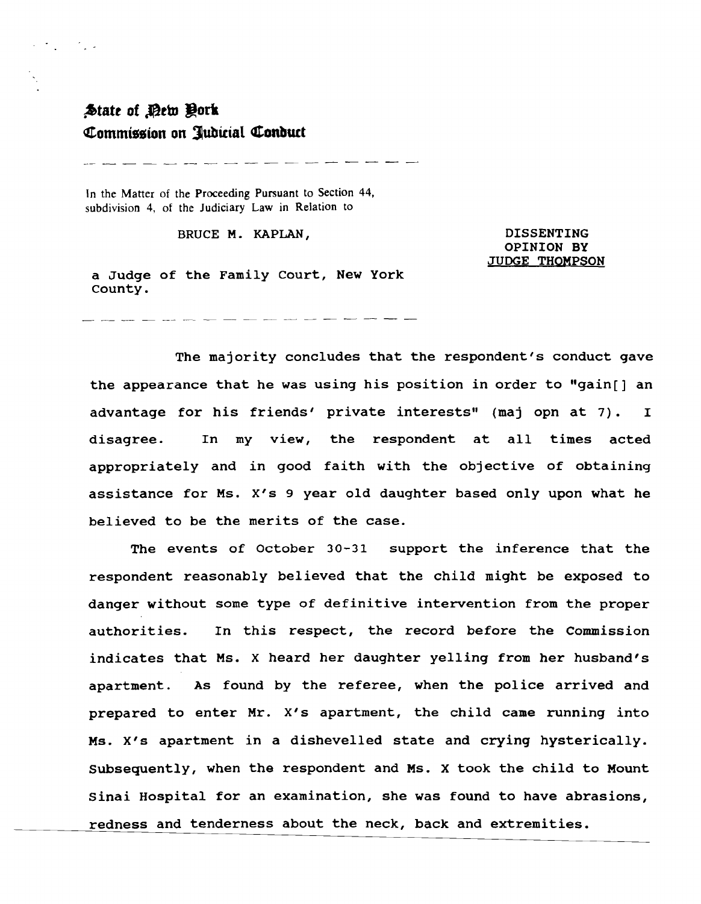**State of New York**
**Commission on Judicial Conduct**

In the Matter of the Proceeding Pursuant to Section 44, subdivision 4, of the Judiciary Law in Relation to

BRUCE M. KAPLAN,

a Judge of the Family Court, New York County.

DISSENTING OPINION BY JUDGE THOMPSON

The majority concludes that the respondent's conduct gave the appearance that he was using his position in order to "gain[] an advantage for his friends' private interests" (maj opn at 7). I disagree. In my view, the respondent at all times acted appropriately and in good faith with the objective of obtaining assistance for Ms. X's 9 year old daughter based only upon what he believed to be the merits of the case.

The events of October 30-31 support the inference that the respondent reasonably believed that the child might be exposed to danger without some type of definitive intervention from the proper authorities. In this respect, the record before the Commission indicates that Ms. X heard her daughter yelling from her husband's apartment. As found by the referee, when the police arrived and prepared to enter Mr. X's apartment, the child came running into Ms. X's apartment in a dishevelled state and crying hysterically. Subsequently, when the respondent and Ms. X took the child to Mount Sinai Hospital for an examination, she was found to have abrasions, redness and tenderness about the neck, back and extremities.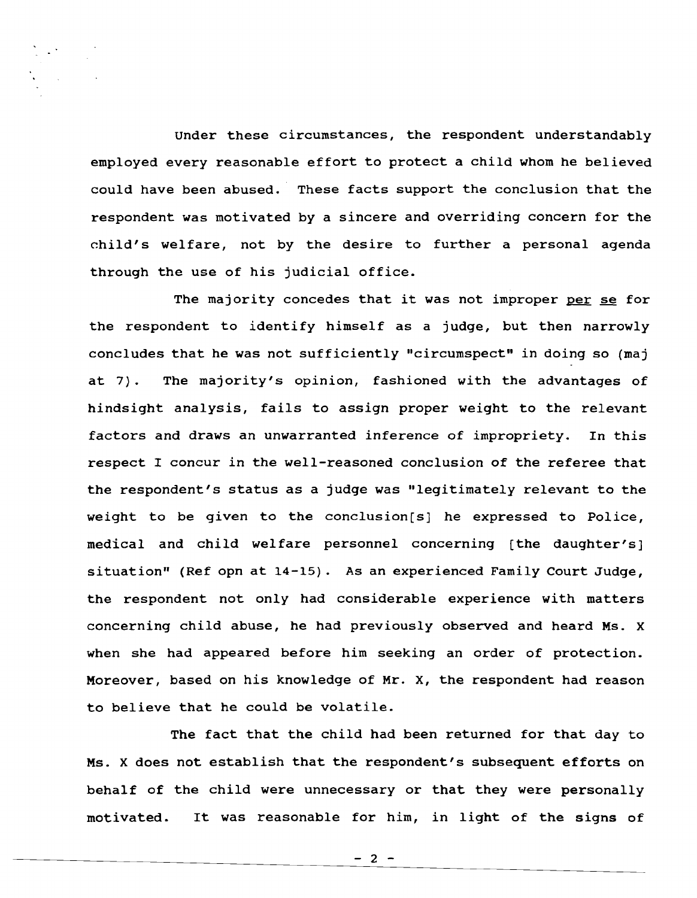Under these circumstances, the respondent understandably employed every reasonable effort to protect a child whom he believed could have been abused. These facts support the conclusion that the respondent was motivated by a sincere and overriding concern for the child's welfare, not by the desire to further a personal agenda through the use of his judicial office.

The majority concedes that it was not improper per se for the respondent to identify himself as a judge, but then narrowly concludes that he was not sufficiently "circumspect" in doing so (maj at 7). The majority's opinion, fashioned with the advantages of hindsight analysis, fails to assign proper weight to the relevant factors and draws an unwarranted inference of impropriety. In this respect I concur in the well-reasoned conclusion of the referee that the respondent's status as a judge was "legitimately relevant to the weight to be given to the conclusion[s] he expressed to Police, medical and child welfare personnel concerning [the daughter's] situation" (Ref opn at 14-15). As an experienced Family Court Judge, the respondent not only had considerable experience with matters concerning child abuse, he had previously observed and heard Ms. X when she had appeared before him seeking an order of protection. Moreover, based on his knowledge of Mr. X, the respondent had reason to believe that he could be volatile.

The fact that the child had been returned for that day to Ms. X does not establish that the respondent's subsequent efforts on behalf of the child were unnecessary or that they were personally motivated. It was reasonable for him, in light of the signs of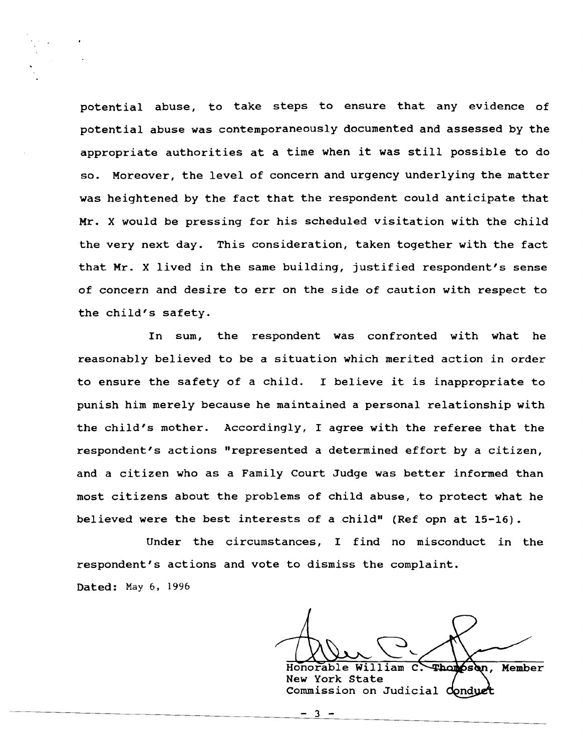potential abuse, to take steps to ensure that any evidence of potential abuse was contemporaneously documented and assessed by the appropriate authorities at a time when it was still possible to do so. Moreover, the level of concern and urgency underlying the matter was heightened by the fact that the respondent could anticipate that Mr. X would be pressing for his scheduled visitation with the child the very next day. This consideration, taken together with the fact that Mr. X lived in the same building, justified respondent's sense of concern and desire to err on the side of caution with respect to the child's safety.

In sum, the respondent was confronted with what he reasonably believed to be a situation which merited action in order to ensure the safety of a child. I believe it is inappropriate to punish him merely because he maintained a personal relationship with the child's mother. Accordingly, I agree with the referee that the respondent's actions "represented a determined effort by a citizen, and a citizen who as a Family Court Judge was better informed than most citizens about the problems of child abuse, to protect what he believed were the best interests of a child" (Ref opn at 15-16).

Under the circumstances, I find no misconduct in the respondent's actions and vote to dismiss the complaint.

Dated: May 6, 1996

Honorable William C. Thompson, Member
New York State
Commission on Judicial Conduct